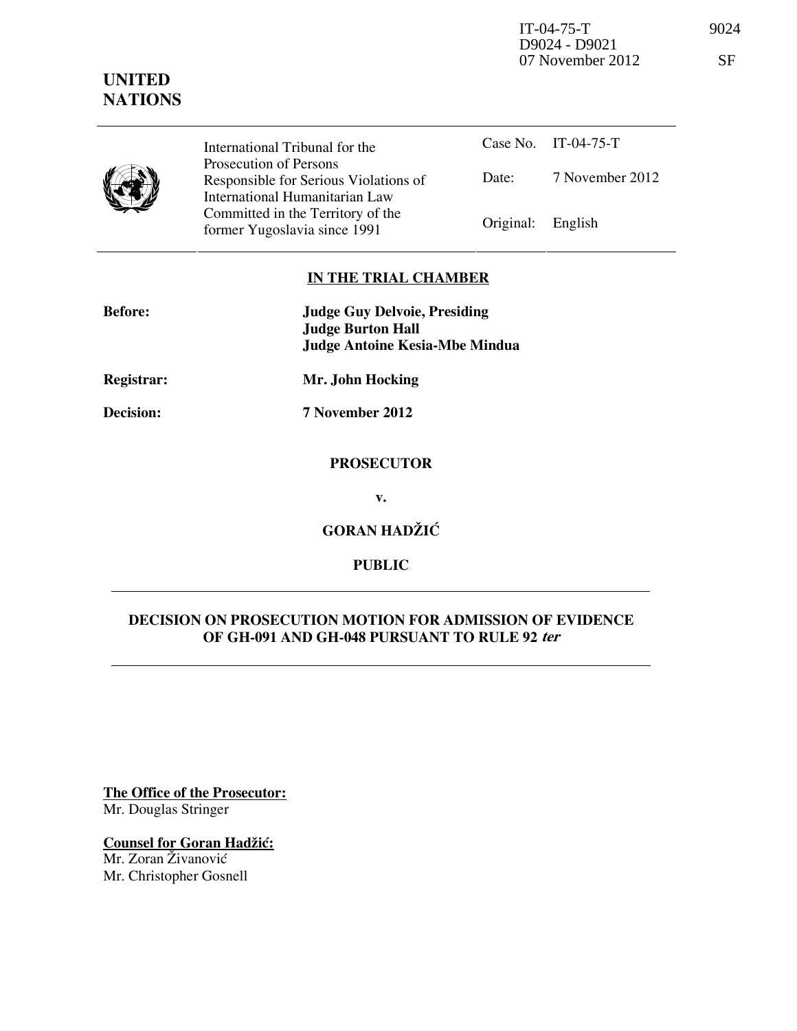IT-04-75-T 9024
D9024 - D9021
07 November 2012 SF

**UNITED NATIONS**

| International Tribunal for the Prosecution of Persons Responsible for Serious Violations of International Humanitarian Law Committed in the Territory of the former Yugoslavia since 1991 | Case No. | IT-04-75-T |
|---|---|---|
| | Date: | 7 November 2012 |
| | Original: | English |

**IN THE TRIAL CHAMBER**

| | |
|---|---|
| **Before:** | **Judge Guy Delvoie, Presiding** |
| | **Judge Burton Hall** |
| | **Judge Antoine Kesia-Mbe Mindua** |
| **Registrar:** | **Mr. John Hocking** |
| **Decision:** | **7 November 2012** |

**PROSECUTOR**

**v.**

**GORAN HADŽIĆ**

**PUBLIC**

**DECISION ON PROSECUTION MOTION FOR ADMISSION OF EVIDENCE OF GH-091 AND GH-048 PURSUANT TO RULE 92 *ter***

**The Office of the Prosecutor:**
Mr. Douglas Stringer

**Counsel for Goran Hadžić:**
Mr. Zoran Živanović
Mr. Christopher Gosnell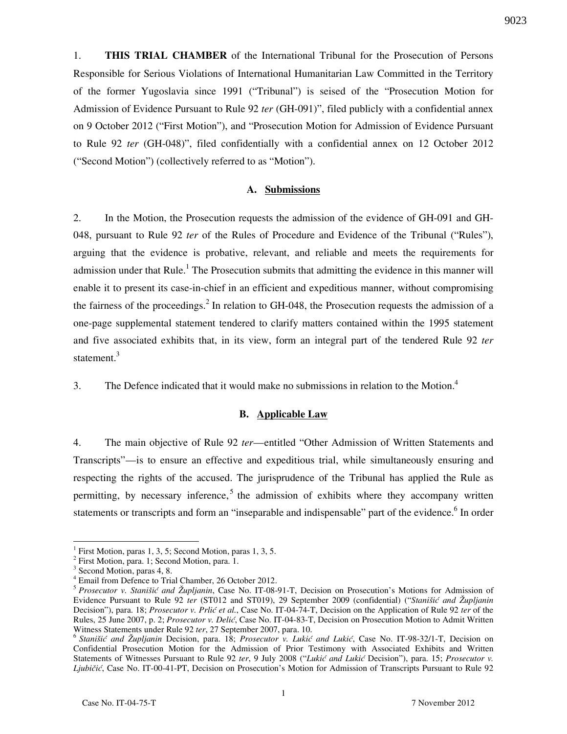1. **THIS TRIAL CHAMBER** of the International Tribunal for the Prosecution of Persons Responsible for Serious Violations of International Humanitarian Law Committed in the Territory of the former Yugoslavia since 1991 ("Tribunal") is seised of the "Prosecution Motion for Admission of Evidence Pursuant to Rule 92 *ter* (GH-091)", filed publicly with a confidential annex on 9 October 2012 ("First Motion"), and "Prosecution Motion for Admission of Evidence Pursuant to Rule 92 *ter* (GH-048)", filed confidentially with a confidential annex on 12 October 2012 ("Second Motion") (collectively referred to as "Motion").

### A. Submissions

2. In the Motion, the Prosecution requests the admission of the evidence of GH-091 and GH-048, pursuant to Rule 92 *ter* of the Rules of Procedure and Evidence of the Tribunal ("Rules"), arguing that the evidence is probative, relevant, and reliable and meets the requirements for admission under that Rule.[1] The Prosecution submits that admitting the evidence in this manner will enable it to present its case-in-chief in an efficient and expeditious manner, without compromising the fairness of the proceedings.[2] In relation to GH-048, the Prosecution requests the admission of a one-page supplemental statement tendered to clarify matters contained within the 1995 statement and five associated exhibits that, in its view, form an integral part of the tendered Rule 92 *ter* statement.[3]

3. The Defence indicated that it would make no submissions in relation to the Motion.[4]

### B. Applicable Law

4. The main objective of Rule 92 *ter*—entitled "Other Admission of Written Statements and Transcripts"—is to ensure an effective and expeditious trial, while simultaneously ensuring and respecting the rights of the accused. The jurisprudence of the Tribunal has applied the Rule as permitting, by necessary inference,[5] the admission of exhibits where they accompany written statements or transcripts and form an "inseparable and indispensable" part of the evidence.[6] In order

---

[1] First Motion, paras 1, 3, 5; Second Motion, paras 1, 3, 5.

[2] First Motion, para. 1; Second Motion, para. 1.

[3] Second Motion, paras 4, 8.

[4] Email from Defence to Trial Chamber, 26 October 2012.

[5] *Prosecutor v. Stanišić and Župljanin*, Case No. IT-08-91-T, Decision on Prosecution's Motions for Admission of Evidence Pursuant to Rule 92 *ter* (ST012 and ST019), 29 September 2009 (confidential) ("*Stanišić and Župljanin* Decision"), para. 18; *Prosecutor v. Prlić et al.*, Case No. IT-04-74-T, Decision on the Application of Rule 92 *ter* of the Rules, 25 June 2007, p. 2; *Prosecutor v. Delić*, Case No. IT-04-83-T, Decision on Prosecution Motion to Admit Written Witness Statements under Rule 92 *ter*, 27 September 2007, para. 10.

[6] *Stanišić and Župljanin* Decision, para. 18; *Prosecutor v. Lukić and Lukić*, Case No. IT-98-32/1-T, Decision on Confidential Prosecution Motion for the Admission of Prior Testimony with Associated Exhibits and Written Statements of Witnesses Pursuant to Rule 92 *ter*, 9 July 2008 ("*Lukić and Lukić* Decision"), para. 15; *Prosecutor v. Ljubičić*, Case No. IT-00-41-PT, Decision on Prosecution's Motion for Admission of Transcripts Pursuant to Rule 92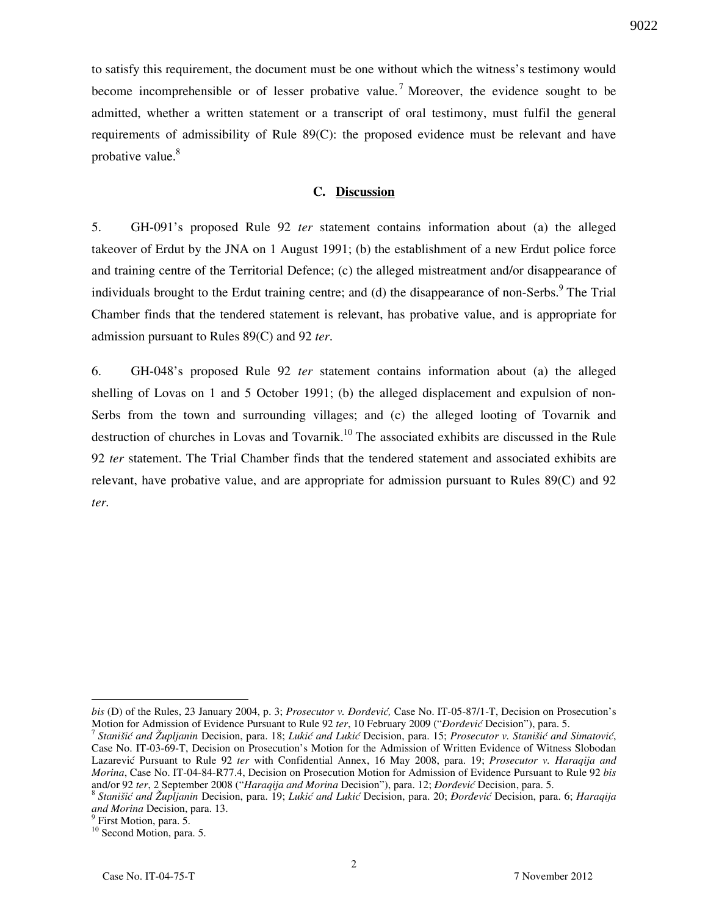to satisfy this requirement, the document must be one without which the witness's testimony would become incomprehensible or of lesser probative value.[7] Moreover, the evidence sought to be admitted, whether a written statement or a transcript of oral testimony, must fulfil the general requirements of admissibility of Rule 89(C): the proposed evidence must be relevant and have probative value.[8]

### C. Discussion

5. GH-091's proposed Rule 92 *ter* statement contains information about (a) the alleged takeover of Erdut by the JNA on 1 August 1991; (b) the establishment of a new Erdut police force and training centre of the Territorial Defence; (c) the alleged mistreatment and/or disappearance of individuals brought to the Erdut training centre; and (d) the disappearance of non-Serbs.[9] The Trial Chamber finds that the tendered statement is relevant, has probative value, and is appropriate for admission pursuant to Rules 89(C) and 92 *ter*.

6. GH-048's proposed Rule 92 *ter* statement contains information about (a) the alleged shelling of Lovas on 1 and 5 October 1991; (b) the alleged displacement and expulsion of non-Serbs from the town and surrounding villages; and (c) the alleged looting of Tovarnik and destruction of churches in Lovas and Tovarnik.[10] The associated exhibits are discussed in the Rule 92 *ter* statement. The Trial Chamber finds that the tendered statement and associated exhibits are relevant, have probative value, and are appropriate for admission pursuant to Rules 89(C) and 92 *ter*.

---

*bis* (D) of the Rules, 23 January 2004, p. 3; *Prosecutor v. Đorđević,* Case No. IT-05-87/1-T, Decision on Prosecution's Motion for Admission of Evidence Pursuant to Rule 92 *ter*, 10 February 2009 ("*Đorđević* Decision"), para. 5.

[7] *Stanišić and Župljanin* Decision, para. 18; *Lukić and Lukić* Decision, para. 15; *Prosecutor v. Stanišić and Simatović*, Case No. IT-03-69-T, Decision on Prosecution's Motion for the Admission of Written Evidence of Witness Slobodan Lazarević Pursuant to Rule 92 *ter* with Confidential Annex, 16 May 2008, para. 19; *Prosecutor v. Haraqija and Morina*, Case No. IT-04-84-R77.4, Decision on Prosecution Motion for Admission of Evidence Pursuant to Rule 92 *bis* and/or 92 *ter*, 2 September 2008 ("*Haraqija and Morina* Decision"), para. 12; *Đorđević* Decision, para. 5.

[8] *Stanišić and Župljanin* Decision, para. 19; *Lukić and Lukić* Decision, para. 20; *Đorđević* Decision, para. 6; *Haraqija and Morina* Decision, para. 13.

[9] First Motion, para. 5.

[10] Second Motion, para. 5.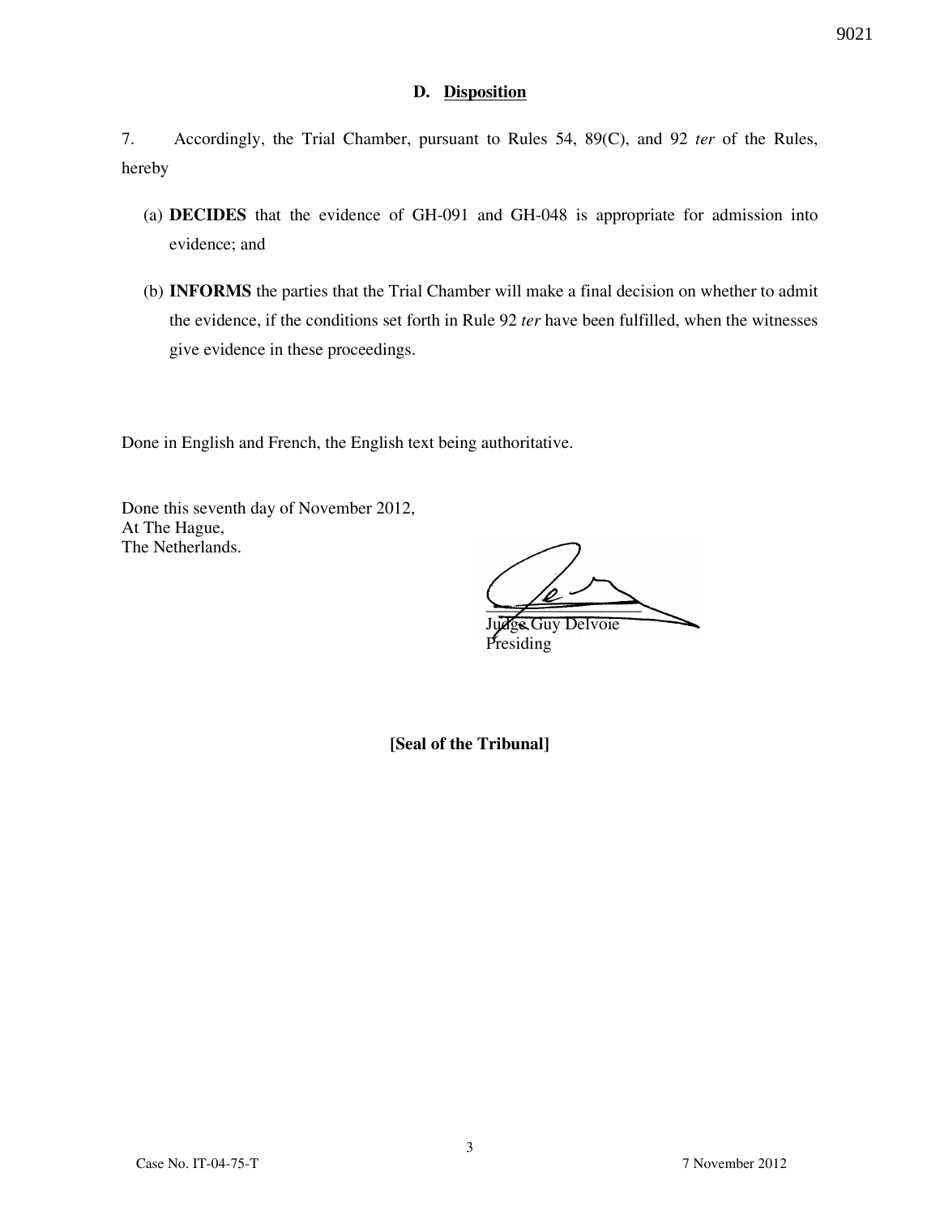### D. Disposition

7. Accordingly, the Trial Chamber, pursuant to Rules 54, 89(C), and 92 *ter* of the Rules, hereby

(a) **DECIDES** that the evidence of GH-091 and GH-048 is appropriate for admission into evidence; and

(b) **INFORMS** the parties that the Trial Chamber will make a final decision on whether to admit the evidence, if the conditions set forth in Rule 92 *ter* have been fulfilled, when the witnesses give evidence in these proceedings.

Done in English and French, the English text being authoritative.

Done this seventh day of November 2012,
At The Hague,
The Netherlands.

Judge Guy Delvoie
Presiding

**[Seal of the Tribunal]**